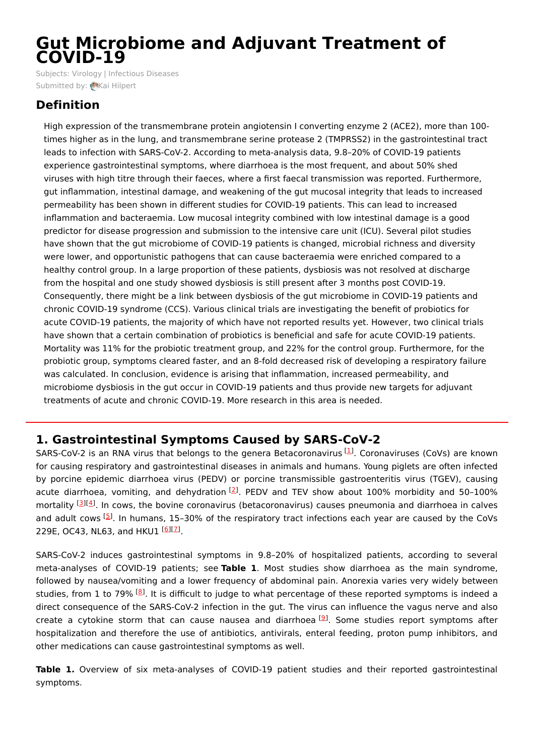# Gut Microbiome and Adjuvant Treatment of COVID-19

Subjects: Virology | Infectious Diseases

Submitted by: Kai Hilpert

## Definition

High expression of the transmembrane protein angiotensin I converting enzyme 2 (ACE2), more than 100-times higher as in the lung, and transmembrane serine protease 2 (TMPRSS2) in the gastrointestinal tract leads to infection with SARS-CoV-2. According to meta-analysis data, 9.8–20% of COVID-19 patients experience gastrointestinal symptoms, where diarrhoea is the most frequent, and about 50% shed viruses with high titre through their faeces, where a first faecal transmission was reported. Furthermore, gut inflammation, intestinal damage, and weakening of the gut mucosal integrity that leads to increased permeability has been shown in different studies for COVID-19 patients. This can lead to increased inflammation and bacteraemia. Low mucosal integrity combined with low intestinal damage is a good predictor for disease progression and submission to the intensive care unit (ICU). Several pilot studies have shown that the gut microbiome of COVID-19 patients is changed, microbial richness and diversity were lower, and opportunistic pathogens that can cause bacteraemia were enriched compared to a healthy control group. In a large proportion of these patients, dysbiosis was not resolved at discharge from the hospital and one study showed dysbiosis is still present after 3 months post COVID-19. Consequently, there might be a link between dysbiosis of the gut microbiome in COVID-19 patients and chronic COVID-19 syndrome (CCS). Various clinical trials are investigating the benefit of probiotics for acute COVID-19 patients, the majority of which have not reported results yet. However, two clinical trials have shown that a certain combination of probiotics is beneficial and safe for acute COVID-19 patients. Mortality was 11% for the probiotic treatment group, and 22% for the control group. Furthermore, for the probiotic group, symptoms cleared faster, and an 8-fold decreased risk of developing a respiratory failure was calculated. In conclusion, evidence is arising that inflammation, increased permeability, and microbiome dysbiosis in the gut occur in COVID-19 patients and thus provide new targets for adjuvant treatments of acute and chronic COVID-19. More research in this area is needed.

## 1. Gastrointestinal Symptoms Caused by SARS-CoV-2

SARS-CoV-2 is an RNA virus that belongs to the genera Betacoronavirus [1]. Coronaviruses (CoVs) are known for causing respiratory and gastrointestinal diseases in animals and humans. Young piglets are often infected by porcine epidemic diarrhoea virus (PEDV) or porcine transmissible gastroenteritis virus (TGEV), causing acute diarrhoea, vomiting, and dehydration [2]. PEDV and TEV show about 100% morbidity and 50–100% mortality [3][4]. In cows, the bovine coronavirus (betacoronavirus) causes pneumonia and diarrhoea in calves and adult cows [5]. In humans, 15–30% of the respiratory tract infections each year are caused by the CoVs 229E, OC43, NL63, and HKU1 [6][7].

SARS-CoV-2 induces gastrointestinal symptoms in 9.8–20% of hospitalized patients, according to several meta-analyses of COVID-19 patients; see **Table 1**. Most studies show diarrhoea as the main syndrome, followed by nausea/vomiting and a lower frequency of abdominal pain. Anorexia varies very widely between studies, from 1 to 79% [8]. It is difficult to judge to what percentage of these reported symptoms is indeed a direct consequence of the SARS-CoV-2 infection in the gut. The virus can influence the vagus nerve and also create a cytokine storm that can cause nausea and diarrhoea [9]. Some studies report symptoms after hospitalization and therefore the use of antibiotics, antivirals, enteral feeding, proton pump inhibitors, and other medications can cause gastrointestinal symptoms as well.

**Table 1.** Overview of six meta-analyses of COVID-19 patient studies and their reported gastrointestinal symptoms.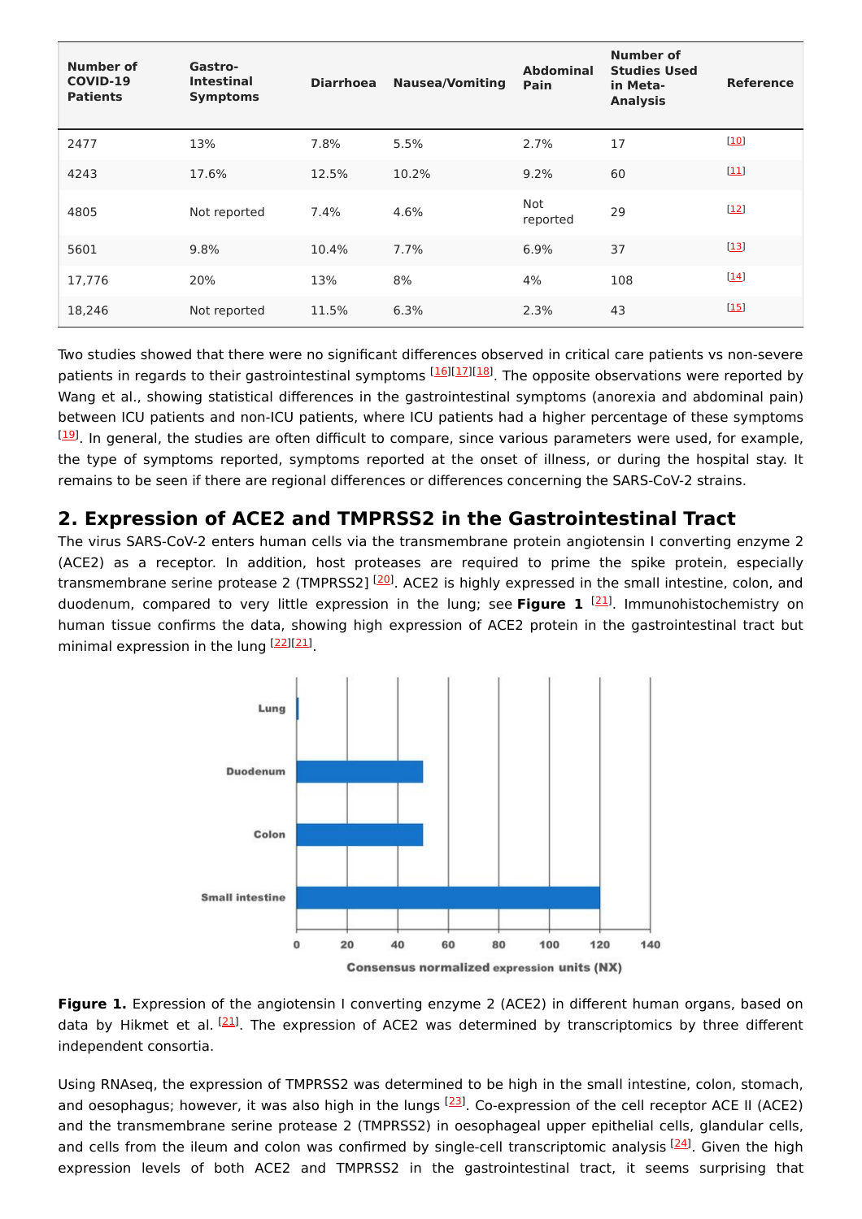| Number of COVID-19 Patients | Gastro-Intestinal Symptoms | Diarrhoea | Nausea/Vomiting | Abdominal Pain | Number of Studies Used in Meta-Analysis | Reference |
|---|---|---|---|---|---|---|
| 2477 | 13% | 7.8% | 5.5% | 2.7% | 17 | [10] |
| 4243 | 17.6% | 12.5% | 10.2% | 9.2% | 60 | [11] |
| 4805 | Not reported | 7.4% | 4.6% | Not reported | 29 | [12] |
| 5601 | 9.8% | 10.4% | 7.7% | 6.9% | 37 | [13] |
| 17,776 | 20% | 13% | 8% | 4% | 108 | [14] |
| 18,246 | Not reported | 11.5% | 6.3% | 2.3% | 43 | [15] |

Two studies showed that there were no significant differences observed in critical care patients vs non-severe patients in regards to their gastrointestinal symptoms [16][17][18]. The opposite observations were reported by Wang et al., showing statistical differences in the gastrointestinal symptoms (anorexia and abdominal pain) between ICU patients and non-ICU patients, where ICU patients had a higher percentage of these symptoms [19]. In general, the studies are often difficult to compare, since various parameters were used, for example, the type of symptoms reported, symptoms reported at the onset of illness, or during the hospital stay. It remains to be seen if there are regional differences or differences concerning the SARS-CoV-2 strains.

## 2. Expression of ACE2 and TMPRSS2 in the Gastrointestinal Tract

The virus SARS-CoV-2 enters human cells via the transmembrane protein angiotensin I converting enzyme 2 (ACE2) as a receptor. In addition, host proteases are required to prime the spike protein, especially transmembrane serine protease 2 (TMPRSS2) [20]. ACE2 is highly expressed in the small intestine, colon, and duodenum, compared to very little expression in the lung; see **Figure 1** [21]. Immunohistochemistry on human tissue confirms the data, showing high expression of ACE2 protein in the gastrointestinal tract but minimal expression in the lung [22][21].

**Figure 1.** Expression of the angiotensin I converting enzyme 2 (ACE2) in different human organs, based on data by Hikmet et al. [21]. The expression of ACE2 was determined by transcriptomics by three different independent consortia.

Using RNAseq, the expression of TMPRSS2 was determined to be high in the small intestine, colon, stomach, and oesophagus; however, it was also high in the lungs [23]. Co-expression of the cell receptor ACE II (ACE2) and the transmembrane serine protease 2 (TMPRSS2) in oesophageal upper epithelial cells, glandular cells, and cells from the ileum and colon was confirmed by single-cell transcriptomic analysis [24]. Given the high expression levels of both ACE2 and TMPRSS2 in the gastrointestinal tract, it seems surprising that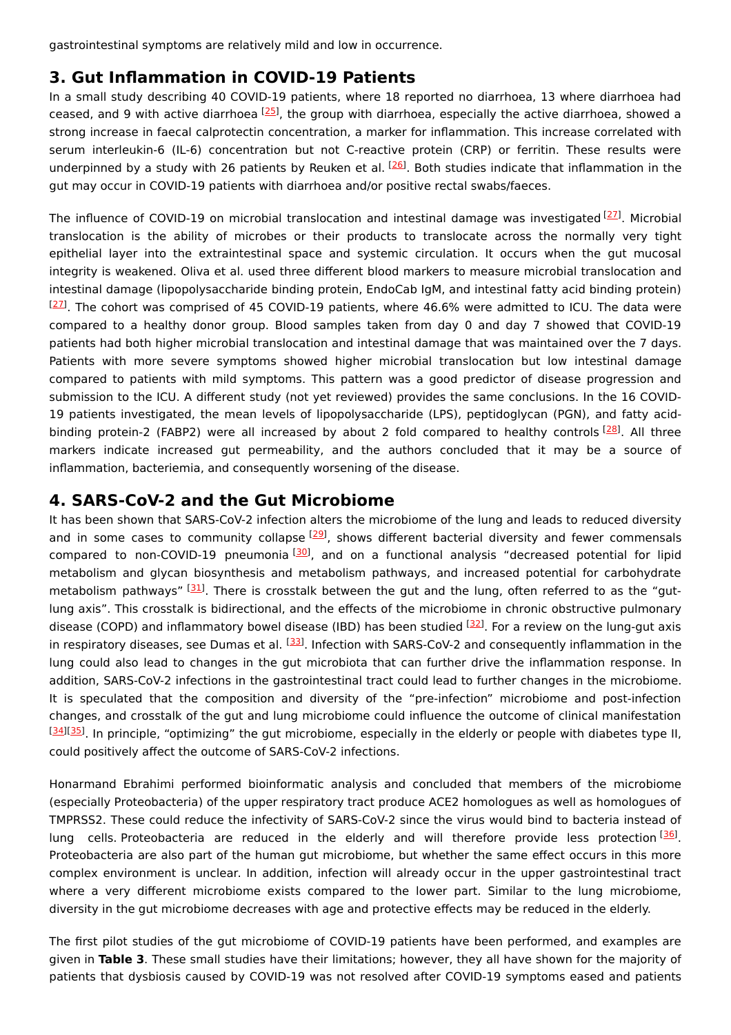gastrointestinal symptoms are relatively mild and low in occurrence.

## 3. Gut Inflammation in COVID-19 Patients

In a small study describing 40 COVID-19 patients, where 18 reported no diarrhoea, 13 where diarrhoea had ceased, and 9 with active diarrhoea [25], the group with diarrhoea, especially the active diarrhoea, showed a strong increase in faecal calprotectin concentration, a marker for inflammation. This increase correlated with serum interleukin-6 (IL-6) concentration but not C-reactive protein (CRP) or ferritin. These results were underpinned by a study with 26 patients by Reuken et al. [26]. Both studies indicate that inflammation in the gut may occur in COVID-19 patients with diarrhoea and/or positive rectal swabs/faeces.

The influence of COVID-19 on microbial translocation and intestinal damage was investigated [27]. Microbial translocation is the ability of microbes or their products to translocate across the normally very tight epithelial layer into the extraintestinal space and systemic circulation. It occurs when the gut mucosal integrity is weakened. Oliva et al. used three different blood markers to measure microbial translocation and intestinal damage (lipopolysaccharide binding protein, EndoCab IgM, and intestinal fatty acid binding protein) [27]. The cohort was comprised of 45 COVID-19 patients, where 46.6% were admitted to ICU. The data were compared to a healthy donor group. Blood samples taken from day 0 and day 7 showed that COVID-19 patients had both higher microbial translocation and intestinal damage that was maintained over the 7 days. Patients with more severe symptoms showed higher microbial translocation but low intestinal damage compared to patients with mild symptoms. This pattern was a good predictor of disease progression and submission to the ICU. A different study (not yet reviewed) provides the same conclusions. In the 16 COVID-19 patients investigated, the mean levels of lipopolysaccharide (LPS), peptidoglycan (PGN), and fatty acid-binding protein-2 (FABP2) were all increased by about 2 fold compared to healthy controls [28]. All three markers indicate increased gut permeability, and the authors concluded that it may be a source of inflammation, bacteriemia, and consequently worsening of the disease.

## 4. SARS-CoV-2 and the Gut Microbiome

It has been shown that SARS-CoV-2 infection alters the microbiome of the lung and leads to reduced diversity and in some cases to community collapse [29], shows different bacterial diversity and fewer commensals compared to non-COVID-19 pneumonia [30], and on a functional analysis "decreased potential for lipid metabolism and glycan biosynthesis and metabolism pathways, and increased potential for carbohydrate metabolism pathways" [31]. There is crosstalk between the gut and the lung, often referred to as the "gut-lung axis". This crosstalk is bidirectional, and the effects of the microbiome in chronic obstructive pulmonary disease (COPD) and inflammatory bowel disease (IBD) has been studied [32]. For a review on the lung-gut axis in respiratory diseases, see Dumas et al. [33]. Infection with SARS-CoV-2 and consequently inflammation in the lung could also lead to changes in the gut microbiota that can further drive the inflammation response. In addition, SARS-CoV-2 infections in the gastrointestinal tract could lead to further changes in the microbiome. It is speculated that the composition and diversity of the "pre-infection" microbiome and post-infection changes, and crosstalk of the gut and lung microbiome could influence the outcome of clinical manifestation [34][35]. In principle, "optimizing" the gut microbiome, especially in the elderly or people with diabetes type II, could positively affect the outcome of SARS-CoV-2 infections.

Honarmand Ebrahimi performed bioinformatic analysis and concluded that members of the microbiome (especially Proteobacteria) of the upper respiratory tract produce ACE2 homologues as well as homologues of TMPRSS2. These could reduce the infectivity of SARS-CoV-2 since the virus would bind to bacteria instead of lung cells. Proteobacteria are reduced in the elderly and will therefore provide less protection [36]. Proteobacteria are also part of the human gut microbiome, but whether the same effect occurs in this more complex environment is unclear. In addition, infection will already occur in the upper gastrointestinal tract where a very different microbiome exists compared to the lower part. Similar to the lung microbiome, diversity in the gut microbiome decreases with age and protective effects may be reduced in the elderly.

The first pilot studies of the gut microbiome of COVID-19 patients have been performed, and examples are given in **Table 3**. These small studies have their limitations; however, they all have shown for the majority of patients that dysbiosis caused by COVID-19 was not resolved after COVID-19 symptoms eased and patients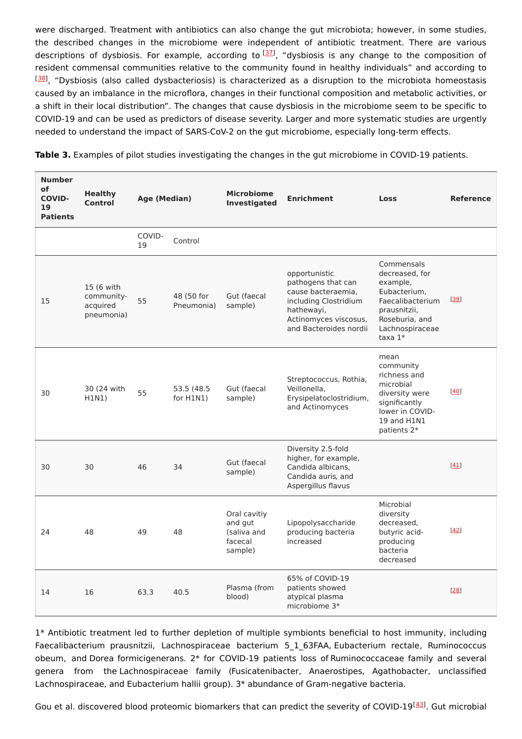were discharged. Treatment with antibiotics can also change the gut microbiota; however, in some studies, the described changes in the microbiome were independent of antibiotic treatment. There are various descriptions of dysbiosis. For example, according to [37], "dysbiosis is any change to the composition of resident commensal communities relative to the community found in healthy individuals" and according to [38], "Dysbiosis (also called dysbacteriosis) is characterized as a disruption to the microbiota homeostasis caused by an imbalance in the microflora, changes in their functional composition and metabolic activities, or a shift in their local distribution". The changes that cause dysbiosis in the microbiome seem to be specific to COVID-19 and can be used as predictors of disease severity. Larger and more systematic studies are urgently needed to understand the impact of SARS-CoV-2 on the gut microbiome, especially long-term effects.

**Table 3.** Examples of pilot studies investigating the changes in the gut microbiome in COVID-19 patients.

| Number of COVID-19 Patients | Healthy Control | Age (Median) | | Microbiome Investigated | Enrichment | Loss | Reference |
|---|---|---|---|---|---|---|---|
| | | COVID-19 | Control | | | | |
| 15 | 15 (6 with community-acquired pneumonia) | 55 | 48 (50 for Pneumonia) | Gut (faecal sample) | opportunistic pathogens that can cause bacteraemia, including Clostridium hathewayi, Actinomyces viscosus, and Bacteroides nordii | Commensals decreased, for example, Eubacterium, Faecalibacterium prausnitzii, Roseburia, and Lachnospiraceae taxa 1* | [39] |
| 30 | 30 (24 with H1N1) | 55 | 53.5 (48.5 for H1N1) | Gut (faecal sample) | Streptococcus, Rothia, Veillonella, Erysipelatoclostridium, and Actinomyces | mean community richness and microbial diversity were significantly lower in COVID-19 and H1N1 patients 2* | [40] |
| 30 | 30 | 46 | 34 | Gut (faecal sample) | Diversity 2.5-fold higher, for example, Candida albicans, Candida auris, and Aspergillus flavus | | [41] |
| 24 | 48 | 49 | 48 | Oral cavitiy and gut (saliva and facecal sample) | Lipopolysaccharide producing bacteria increased | Microbial diversity decreased, butyric acid-producing bacteria decreased | [42] |
| 14 | 16 | 63.3 | 40.5 | Plasma (from blood) | 65% of COVID-19 patients showed atypical plasma microbiome 3* | | [28] |

1* Antibiotic treatment led to further depletion of multiple symbionts beneficial to host immunity, including Faecalibacterium prausnitzii, Lachnospiraceae bacterium 5_1_63FAA, Eubacterium rectale, Ruminococcus obeum, and Dorea formicigenerans. 2* for COVID-19 patients loss of Ruminococcaceae family and several genera from the Lachnospiraceae family (Fusicatenibacter, Anaerostipes, Agathobacter, unclassified Lachnospiraceae, and Eubacterium hallii group). 3* abundance of Gram-negative bacteria.

Gou et al. discovered blood proteomic biomarkers that can predict the severity of COVID-19[43]. Gut microbial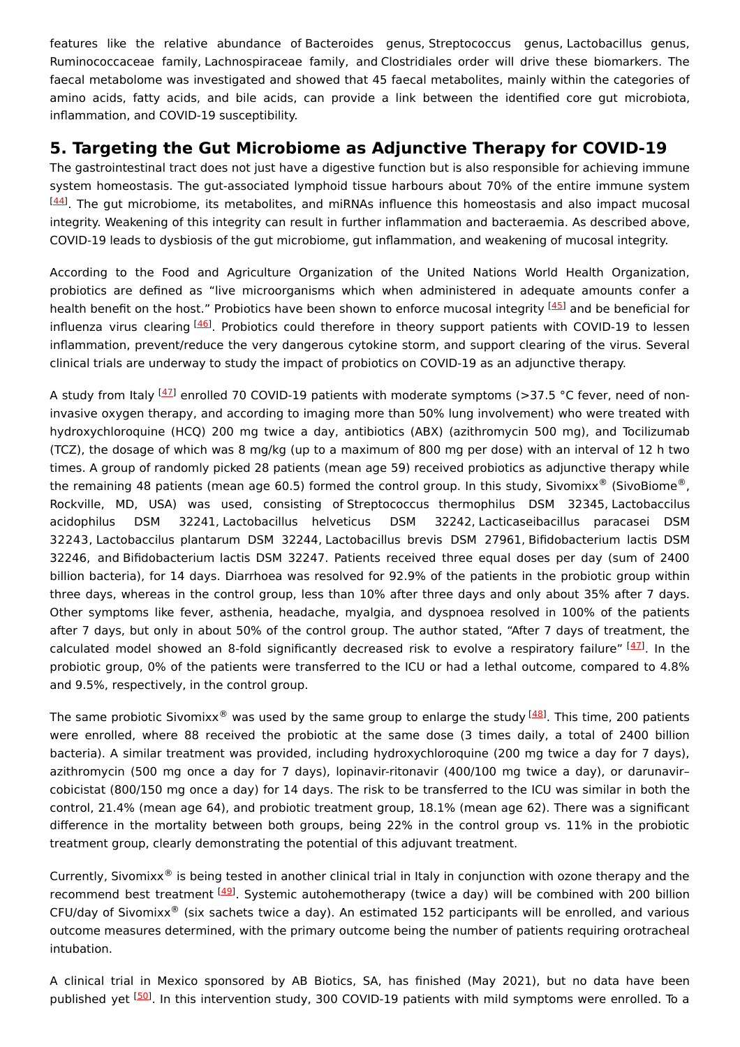features like the relative abundance of *Bacteroides* genus, *Streptococcus* genus, *Lactobacillus* genus, Ruminococcaceae family, Lachnospiraceae family, and Clostridiales order will drive these biomarkers. The faecal metabolome was investigated and showed that 45 faecal metabolites, mainly within the categories of amino acids, fatty acids, and bile acids, can provide a link between the identified core gut microbiota, inflammation, and COVID-19 susceptibility.

## 5. Targeting the Gut Microbiome as Adjunctive Therapy for COVID-19

The gastrointestinal tract does not just have a digestive function but is also responsible for achieving immune system homeostasis. The gut-associated lymphoid tissue harbours about 70% of the entire immune system [44]. The gut microbiome, its metabolites, and miRNAs influence this homeostasis and also impact mucosal integrity. Weakening of this integrity can result in further inflammation and bacteraemia. As described above, COVID-19 leads to dysbiosis of the gut microbiome, gut inflammation, and weakening of mucosal integrity.

According to the Food and Agriculture Organization of the United Nations World Health Organization, probiotics are defined as "live microorganisms which when administered in adequate amounts confer a health benefit on the host." Probiotics have been shown to enforce mucosal integrity [45] and be beneficial for influenza virus clearing [46]. Probiotics could therefore in theory support patients with COVID-19 to lessen inflammation, prevent/reduce the very dangerous cytokine storm, and support clearing of the virus. Several clinical trials are underway to study the impact of probiotics on COVID-19 as an adjunctive therapy.

A study from Italy [47] enrolled 70 COVID-19 patients with moderate symptoms (>37.5 °C fever, need of non-invasive oxygen therapy, and according to imaging more than 50% lung involvement) who were treated with hydroxychloroquine (HCQ) 200 mg twice a day, antibiotics (ABX) (azithromycin 500 mg), and Tocilizumab (TCZ), the dosage of which was 8 mg/kg (up to a maximum of 800 mg per dose) with an interval of 12 h two times. A group of randomly picked 28 patients (mean age 59) received probiotics as adjunctive therapy while the remaining 48 patients (mean age 60.5) formed the control group. In this study, Sivomixx® (SivoBiome®, Rockville, MD, USA) was used, consisting of *Streptococcus thermophilus* DSM 32345, *Lactobaccilus acidophilus* DSM 32241, *Lactobacillus helveticus* DSM 32242, *Lacticaseibacillus paracasei* DSM 32243, *Lactobaccilus plantarum* DSM 32244, *Lactobacillus brevis* DSM 27961, *Bifidobacterium lactis* DSM 32246, and *Bifidobacterium lactis* DSM 32247. Patients received three equal doses per day (sum of 2400 billion bacteria), for 14 days. Diarrhoea was resolved for 92.9% of the patients in the probiotic group within three days, whereas in the control group, less than 10% after three days and only about 35% after 7 days. Other symptoms like fever, asthenia, headache, myalgia, and dyspnoea resolved in 100% of the patients after 7 days, but only in about 50% of the control group. The author stated, "After 7 days of treatment, the calculated model showed an 8-fold significantly decreased risk to evolve a respiratory failure" [47]. In the probiotic group, 0% of the patients were transferred to the ICU or had a lethal outcome, compared to 4.8% and 9.5%, respectively, in the control group.

The same probiotic Sivomixx® was used by the same group to enlarge the study [48]. This time, 200 patients were enrolled, where 88 received the probiotic at the same dose (3 times daily, a total of 2400 billion bacteria). A similar treatment was provided, including hydroxychloroquine (200 mg twice a day for 7 days), azithromycin (500 mg once a day for 7 days), lopinavir-ritonavir (400/100 mg twice a day), or darunavir–cobicistat (800/150 mg once a day) for 14 days. The risk to be transferred to the ICU was similar in both the control, 21.4% (mean age 64), and probiotic treatment group, 18.1% (mean age 62). There was a significant difference in the mortality between both groups, being 22% in the control group vs. 11% in the probiotic treatment group, clearly demonstrating the potential of this adjuvant treatment.

Currently, Sivomixx® is being tested in another clinical trial in Italy in conjunction with ozone therapy and the recommend best treatment [49]. Systemic autohemotherapy (twice a day) will be combined with 200 billion CFU/day of Sivomixx® (six sachets twice a day). An estimated 152 participants will be enrolled, and various outcome measures determined, with the primary outcome being the number of patients requiring orotracheal intubation.

A clinical trial in Mexico sponsored by AB Biotics, SA, has finished (May 2021), but no data have been published yet [50]. In this intervention study, 300 COVID-19 patients with mild symptoms were enrolled. To a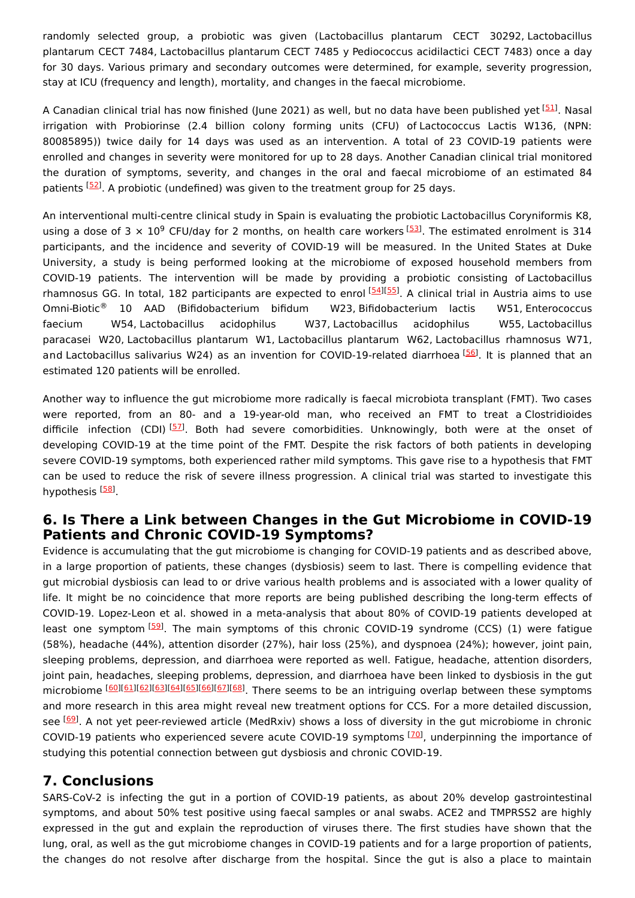randomly selected group, a probiotic was given (Lactobacillus plantarum CECT 30292, Lactobacillus plantarum CECT 7484, Lactobacillus plantarum CECT 7485 y Pediococcus acidilactici CECT 7483) once a day for 30 days. Various primary and secondary outcomes were determined, for example, severity progression, stay at ICU (frequency and length), mortality, and changes in the faecal microbiome.

A Canadian clinical trial has now finished (June 2021) as well, but no data have been published yet [51]. Nasal irrigation with Probiorinse (2.4 billion colony forming units (CFU) of Lactococcus Lactis W136, (NPN: 80085895)) twice daily for 14 days was used as an intervention. A total of 23 COVID-19 patients were enrolled and changes in severity were monitored for up to 28 days. Another Canadian clinical trial monitored the duration of symptoms, severity, and changes in the oral and faecal microbiome of an estimated 84 patients [52]. A probiotic (undefined) was given to the treatment group for 25 days.

An interventional multi-centre clinical study in Spain is evaluating the probiotic Lactobacillus Coryniformis K8, using a dose of $3 \times 10^9$ CFU/day for 2 months, on health care workers [53]. The estimated enrolment is 314 participants, and the incidence and severity of COVID-19 will be measured. In the United States at Duke University, a study is being performed looking at the microbiome of exposed household members from COVID-19 patients. The intervention will be made by providing a probiotic consisting of Lactobacillus rhamnosus GG. In total, 182 participants are expected to enrol [54][55]. A clinical trial in Austria aims to use Omni-Biotic® 10 AAD (Bifidobacterium bifidum W23, Bifidobacterium lactis W51, Enterococcus faecium W54, Lactobacillus acidophilus W37, Lactobacillus acidophilus W55, Lactobacillus paracasei W20, Lactobacillus plantarum W1, Lactobacillus plantarum W62, Lactobacillus rhamnosus W71, and Lactobacillus salivarius W24) as an invention for COVID-19-related diarrhoea [56]. It is planned that an estimated 120 patients will be enrolled.

Another way to influence the gut microbiome more radically is faecal microbiota transplant (FMT). Two cases were reported, from an 80- and a 19-year-old man, who received an FMT to treat a Clostridioides difficile infection (CDI) [57]. Both had severe comorbidities. Unknowingly, both were at the onset of developing COVID-19 at the time point of the FMT. Despite the risk factors of both patients in developing severe COVID-19 symptoms, both experienced rather mild symptoms. This gave rise to a hypothesis that FMT can be used to reduce the risk of severe illness progression. A clinical trial was started to investigate this hypothesis [58].

## 6. Is There a Link between Changes in the Gut Microbiome in COVID-19 Patients and Chronic COVID-19 Symptoms?

Evidence is accumulating that the gut microbiome is changing for COVID-19 patients and as described above, in a large proportion of patients, these changes (dysbiosis) seem to last. There is compelling evidence that gut microbial dysbiosis can lead to or drive various health problems and is associated with a lower quality of life. It might be no coincidence that more reports are being published describing the long-term effects of COVID-19. Lopez-Leon et al. showed in a meta-analysis that about 80% of COVID-19 patients developed at least one symptom [59]. The main symptoms of this chronic COVID-19 syndrome (CCS) (1) were fatigue (58%), headache (44%), attention disorder (27%), hair loss (25%), and dyspnoea (24%); however, joint pain, sleeping problems, depression, and diarrhoea were reported as well. Fatigue, headache, attention disorders, joint pain, headaches, sleeping problems, depression, and diarrhoea have been linked to dysbiosis in the gut microbiome [60][61][62][63][64][65][66][67][68]. There seems to be an intriguing overlap between these symptoms and more research in this area might reveal new treatment options for CCS. For a more detailed discussion, see [69]. A not yet peer-reviewed article (MedRxiv) shows a loss of diversity in the gut microbiome in chronic COVID-19 patients who experienced severe acute COVID-19 symptoms [70], underpinning the importance of studying this potential connection between gut dysbiosis and chronic COVID-19.

## 7. Conclusions

SARS-CoV-2 is infecting the gut in a portion of COVID-19 patients, as about 20% develop gastrointestinal symptoms, and about 50% test positive using faecal samples or anal swabs. ACE2 and TMPRSS2 are highly expressed in the gut and explain the reproduction of viruses there. The first studies have shown that the lung, oral, as well as the gut microbiome changes in COVID-19 patients and for a large proportion of patients, the changes do not resolve after discharge from the hospital. Since the gut is also a place to maintain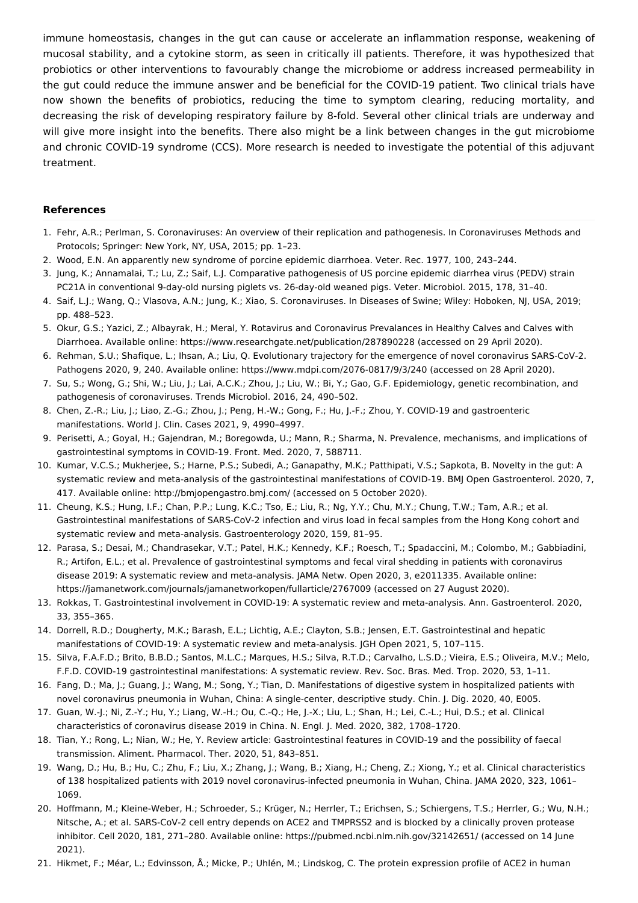immune homeostasis, changes in the gut can cause or accelerate an inflammation response, weakening of mucosal stability, and a cytokine storm, as seen in critically ill patients. Therefore, it was hypothesized that probiotics or other interventions to favourably change the microbiome or address increased permeability in the gut could reduce the immune answer and be beneficial for the COVID-19 patient. Two clinical trials have now shown the benefits of probiotics, reducing the time to symptom clearing, reducing mortality, and decreasing the risk of developing respiratory failure by 8-fold. Several other clinical trials are underway and will give more insight into the benefits. There also might be a link between changes in the gut microbiome and chronic COVID-19 syndrome (CCS). More research is needed to investigate the potential of this adjuvant treatment.

## References

1. Fehr, A.R.; Perlman, S. Coronaviruses: An overview of their replication and pathogenesis. In Coronaviruses Methods and Protocols; Springer: New York, NY, USA, 2015; pp. 1–23.
2. Wood, E.N. An apparently new syndrome of porcine epidemic diarrhoea. Veter. Rec. 1977, 100, 243–244.
3. Jung, K.; Annamalai, T.; Lu, Z.; Saif, L.J. Comparative pathogenesis of US porcine epidemic diarrhea virus (PEDV) strain PC21A in conventional 9-day-old nursing piglets vs. 26-day-old weaned pigs. Veter. Microbiol. 2015, 178, 31–40.
4. Saif, L.J.; Wang, Q.; Vlasova, A.N.; Jung, K.; Xiao, S. Coronaviruses. In Diseases of Swine; Wiley: Hoboken, NJ, USA, 2019; pp. 488–523.
5. Okur, G.S.; Yazici, Z.; Albayrak, H.; Meral, Y. Rotavirus and Coronavirus Prevalances in Healthy Calves and Calves with Diarrhoea. Available online: https://www.researchgate.net/publication/287890228 (accessed on 29 April 2020).
6. Rehman, S.U.; Shafique, L.; Ihsan, A.; Liu, Q. Evolutionary trajectory for the emergence of novel coronavirus SARS-CoV-2. Pathogens 2020, 9, 240. Available online: https://www.mdpi.com/2076-0817/9/3/240 (accessed on 28 April 2020).
7. Su, S.; Wong, G.; Shi, W.; Liu, J.; Lai, A.C.K.; Zhou, J.; Liu, W.; Bi, Y.; Gao, G.F. Epidemiology, genetic recombination, and pathogenesis of coronaviruses. Trends Microbiol. 2016, 24, 490–502.
8. Chen, Z.-R.; Liu, J.; Liao, Z.-G.; Zhou, J.; Peng, H.-W.; Gong, F.; Hu, J.-F.; Zhou, Y. COVID-19 and gastroenteric manifestations. World J. Clin. Cases 2021, 9, 4990–4997.
9. Perisetti, A.; Goyal, H.; Gajendran, M.; Boregowda, U.; Mann, R.; Sharma, N. Prevalence, mechanisms, and implications of gastrointestinal symptoms in COVID-19. Front. Med. 2020, 7, 588711.
10. Kumar, V.C.S.; Mukherjee, S.; Harne, P.S.; Subedi, A.; Ganapathy, M.K.; Patthipati, V.S.; Sapkota, B. Novelty in the gut: A systematic review and meta-analysis of the gastrointestinal manifestations of COVID-19. BMJ Open Gastroenterol. 2020, 7, 417. Available online: http://bmjopengastro.bmj.com/ (accessed on 5 October 2020).
11. Cheung, K.S.; Hung, I.F.; Chan, P.P.; Lung, K.C.; Tso, E.; Liu, R.; Ng, Y.Y.; Chu, M.Y.; Chung, T.W.; Tam, A.R.; et al. Gastrointestinal manifestations of SARS-CoV-2 infection and virus load in fecal samples from the Hong Kong cohort and systematic review and meta-analysis. Gastroenterology 2020, 159, 81–95.
12. Parasa, S.; Desai, M.; Chandrasekar, V.T.; Patel, H.K.; Kennedy, K.F.; Roesch, T.; Spadaccini, M.; Colombo, M.; Gabbiadini, R.; Artifon, E.L.; et al. Prevalence of gastrointestinal symptoms and fecal viral shedding in patients with coronavirus disease 2019: A systematic review and meta-analysis. JAMA Netw. Open 2020, 3, e2011335. Available online: https://jamanetwork.com/journals/jamanetworkopen/fullarticle/2767009 (accessed on 27 August 2020).
13. Rokkas, T. Gastrointestinal involvement in COVID-19: A systematic review and meta-analysis. Ann. Gastroenterol. 2020, 33, 355–365.
14. Dorrell, R.D.; Dougherty, M.K.; Barash, E.L.; Lichtig, A.E.; Clayton, S.B.; Jensen, E.T. Gastrointestinal and hepatic manifestations of COVID-19: A systematic review and meta-analysis. JGH Open 2021, 5, 107–115.
15. Silva, F.A.F.D.; Brito, B.B.D.; Santos, M.L.C.; Marques, H.S.; Silva, R.T.D.; Carvalho, L.S.D.; Vieira, E.S.; Oliveira, M.V.; Melo, F.F.D. COVID-19 gastrointestinal manifestations: A systematic review. Rev. Soc. Bras. Med. Trop. 2020, 53, 1–11.
16. Fang, D.; Ma, J.; Guang, J.; Wang, M.; Song, Y.; Tian, D. Manifestations of digestive system in hospitalized patients with novel coronavirus pneumonia in Wuhan, China: A single-center, descriptive study. Chin. J. Dig. 2020, 40, E005.
17. Guan, W.-J.; Ni, Z.-Y.; Hu, Y.; Liang, W.-H.; Ou, C.-Q.; He, J.-X.; Liu, L.; Shan, H.; Lei, C.-L.; Hui, D.S.; et al. Clinical characteristics of coronavirus disease 2019 in China. N. Engl. J. Med. 2020, 382, 1708–1720.
18. Tian, Y.; Rong, L.; Nian, W.; He, Y. Review article: Gastrointestinal features in COVID-19 and the possibility of faecal transmission. Aliment. Pharmacol. Ther. 2020, 51, 843–851.
19. Wang, D.; Hu, B.; Hu, C.; Zhu, F.; Liu, X.; Zhang, J.; Wang, B.; Xiang, H.; Cheng, Z.; Xiong, Y.; et al. Clinical characteristics of 138 hospitalized patients with 2019 novel coronavirus-infected pneumonia in Wuhan, China. JAMA 2020, 323, 1061–1069.
20. Hoffmann, M.; Kleine-Weber, H.; Schroeder, S.; Krüger, N.; Herrler, T.; Erichsen, S.; Schiergens, T.S.; Herrler, G.; Wu, N.H.; Nitsche, A.; et al. SARS-CoV-2 cell entry depends on ACE2 and TMPRSS2 and is blocked by a clinically proven protease inhibitor. Cell 2020, 181, 271–280. Available online: https://pubmed.ncbi.nlm.nih.gov/32142651/ (accessed on 14 June 2021).
21. Hikmet, F.; Méar, L.; Edvinsson, Å.; Micke, P.; Uhlén, M.; Lindskog, C. The protein expression profile of ACE2 in human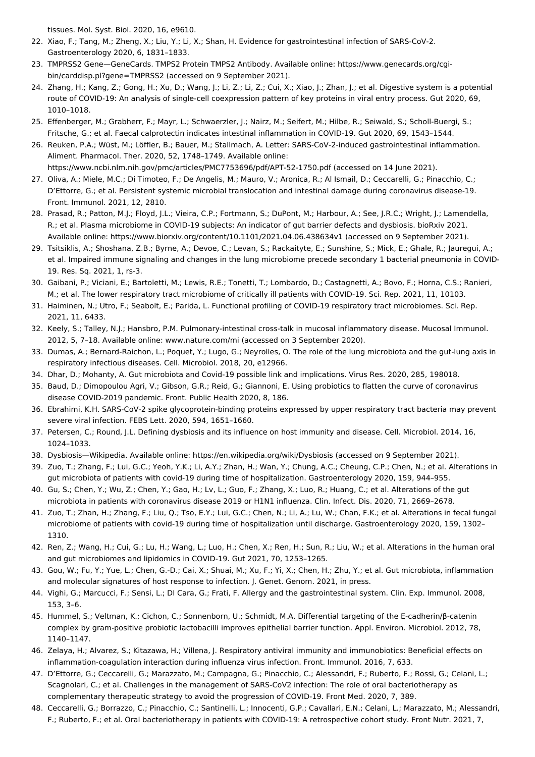tissues. Mol. Syst. Biol. 2020, 16, e9610.

22. Xiao, F.; Tang, M.; Zheng, X.; Liu, Y.; Li, X.; Shan, H. Evidence for gastrointestinal infection of SARS-CoV-2. Gastroenterology 2020, 6, 1831–1833.
23. TMPRSS2 Gene—GeneCards. TMPS2 Protein TMPS2 Antibody. Available online: https://www.genecards.org/cgi-bin/carddisp.pl?gene=TMPRSS2 (accessed on 9 September 2021).
24. Zhang, H.; Kang, Z.; Gong, H.; Xu, D.; Wang, J.; Li, Z.; Li, Z.; Cui, X.; Xiao, J.; Zhan, J.; et al. Digestive system is a potential route of COVID-19: An analysis of single-cell coexpression pattern of key proteins in viral entry process. Gut 2020, 69, 1010–1018.
25. Effenberger, M.; Grabherr, F.; Mayr, L.; Schwaerzler, J.; Nairz, M.; Seifert, M.; Hilbe, R.; Seiwald, S.; Scholl-Buergi, S.; Fritsche, G.; et al. Faecal calprotectin indicates intestinal inflammation in COVID-19. Gut 2020, 69, 1543–1544.
26. Reuken, P.A.; Wüst, M.; Löffler, B.; Bauer, M.; Stallmach, A. Letter: SARS-CoV-2-induced gastrointestinal inflammation. Aliment. Pharmacol. Ther. 2020, 52, 1748–1749. Available online: https://www.ncbi.nlm.nih.gov/pmc/articles/PMC7753696/pdf/APT-52-1750.pdf (accessed on 14 June 2021).
27. Oliva, A.; Miele, M.C.; Di Timoteo, F.; De Angelis, M.; Mauro, V.; Aronica, R.; Al Ismail, D.; Ceccarelli, G.; Pinacchio, C.; D'Ettorre, G.; et al. Persistent systemic microbial translocation and intestinal damage during coronavirus disease-19. Front. Immunol. 2021, 12, 2810.
28. Prasad, R.; Patton, M.J.; Floyd, J.L.; Vieira, C.P.; Fortmann, S.; DuPont, M.; Harbour, A.; See, J.R.C.; Wright, J.; Lamendella, R.; et al. Plasma microbiome in COVID-19 subjects: An indicator of gut barrier defects and dysbiosis. bioRxiv 2021. Available online: https://www.biorxiv.org/content/10.1101/2021.04.06.438634v1 (accessed on 9 September 2021).
29. Tsitsiklis, A.; Shoshana, Z.B.; Byrne, A.; Devoe, C.; Levan, S.; Rackaityte, E.; Sunshine, S.; Mick, E.; Ghale, R.; Jauregui, A.; et al. Impaired immune signaling and changes in the lung microbiome precede secondary 1 bacterial pneumonia in COVID-19. Res. Sq. 2021, 1, rs-3.
30. Gaibani, P.; Viciani, E.; Bartoletti, M.; Lewis, R.E.; Tonetti, T.; Lombardo, D.; Castagnetti, A.; Bovo, F.; Horna, C.S.; Ranieri, M.; et al. The lower respiratory tract microbiome of critically ill patients with COVID-19. Sci. Rep. 2021, 11, 10103.
31. Haiminen, N.; Utro, F.; Seabolt, E.; Parida, L. Functional profiling of COVID-19 respiratory tract microbiomes. Sci. Rep. 2021, 11, 6433.
32. Keely, S.; Talley, N.J.; Hansbro, P.M. Pulmonary-intestinal cross-talk in mucosal inflammatory disease. Mucosal Immunol. 2012, 5, 7–18. Available online: www.nature.com/mi (accessed on 3 September 2020).
33. Dumas, A.; Bernard-Raichon, L.; Poquet, Y.; Lugo, G.; Neyrolles, O. The role of the lung microbiota and the gut-lung axis in respiratory infectious diseases. Cell. Microbiol. 2018, 20, e12966.
34. Dhar, D.; Mohanty, A. Gut microbiota and Covid-19 possible link and implications. Virus Res. 2020, 285, 198018.
35. Baud, D.; Dimopoulou Agri, V.; Gibson, G.R.; Reid, G.; Giannoni, E. Using probiotics to flatten the curve of coronavirus disease COVID-2019 pandemic. Front. Public Health 2020, 8, 186.
36. Ebrahimi, K.H. SARS-CoV-2 spike glycoprotein-binding proteins expressed by upper respiratory tract bacteria may prevent severe viral infection. FEBS Lett. 2020, 594, 1651–1660.
37. Petersen, C.; Round, J.L. Defining dysbiosis and its influence on host immunity and disease. Cell. Microbiol. 2014, 16, 1024–1033.
38. Dysbiosis—Wikipedia. Available online: https://en.wikipedia.org/wiki/Dysbiosis (accessed on 9 September 2021).
39. Zuo, T.; Zhang, F.; Lui, G.C.; Yeoh, Y.K.; Li, A.Y.; Zhan, H.; Wan, Y.; Chung, A.C.; Cheung, C.P.; Chen, N.; et al. Alterations in gut microbiota of patients with covid-19 during time of hospitalization. Gastroenterology 2020, 159, 944–955.
40. Gu, S.; Chen, Y.; Wu, Z.; Chen, Y.; Gao, H.; Lv, L.; Guo, F.; Zhang, X.; Luo, R.; Huang, C.; et al. Alterations of the gut microbiota in patients with coronavirus disease 2019 or H1N1 influenza. Clin. Infect. Dis. 2020, 71, 2669–2678.
41. Zuo, T.; Zhan, H.; Zhang, F.; Liu, Q.; Tso, E.Y.; Lui, G.C.; Chen, N.; Li, A.; Lu, W.; Chan, F.K.; et al. Alterations in fecal fungal microbiome of patients with covid-19 during time of hospitalization until discharge. Gastroenterology 2020, 159, 1302–1310.
42. Ren, Z.; Wang, H.; Cui, G.; Lu, H.; Wang, L.; Luo, H.; Chen, X.; Ren, H.; Sun, R.; Liu, W.; et al. Alterations in the human oral and gut microbiomes and lipidomics in COVID-19. Gut 2021, 70, 1253–1265.
43. Gou, W.; Fu, Y.; Yue, L.; Chen, G.-D.; Cai, X.; Shuai, M.; Xu, F.; Yi, X.; Chen, H.; Zhu, Y.; et al. Gut microbiota, inflammation and molecular signatures of host response to infection. J. Genet. Genom. 2021, in press.
44. Vighi, G.; Marcucci, F.; Sensi, L.; DI Cara, G.; Frati, F. Allergy and the gastrointestinal system. Clin. Exp. Immunol. 2008, 153, 3–6.
45. Hummel, S.; Veltman, K.; Cichon, C.; Sonnenborn, U.; Schmidt, M.A. Differential targeting of the E-cadherin/β-catenin complex by gram-positive probiotic lactobacilli improves epithelial barrier function. Appl. Environ. Microbiol. 2012, 78, 1140–1147.
46. Zelaya, H.; Alvarez, S.; Kitazawa, H.; Villena, J. Respiratory antiviral immunity and immunobiotics: Beneficial effects on inflammation-coagulation interaction during influenza virus infection. Front. Immunol. 2016, 7, 633.
47. D'Ettorre, G.; Ceccarelli, G.; Marazzato, M.; Campagna, G.; Pinacchio, C.; Alessandri, F.; Ruberto, F.; Rossi, G.; Celani, L.; Scagnolari, C.; et al. Challenges in the management of SARS-CoV2 infection: The role of oral bacteriotherapy as complementary therapeutic strategy to avoid the progression of COVID-19. Front Med. 2020, 7, 389.
48. Ceccarelli, G.; Borrazzo, C.; Pinacchio, C.; Santinelli, L.; Innocenti, G.P.; Cavallari, E.N.; Celani, L.; Marazzato, M.; Alessandri, F.; Ruberto, F.; et al. Oral bacteriotherapy in patients with COVID-19: A retrospective cohort study. Front Nutr. 2021, 7,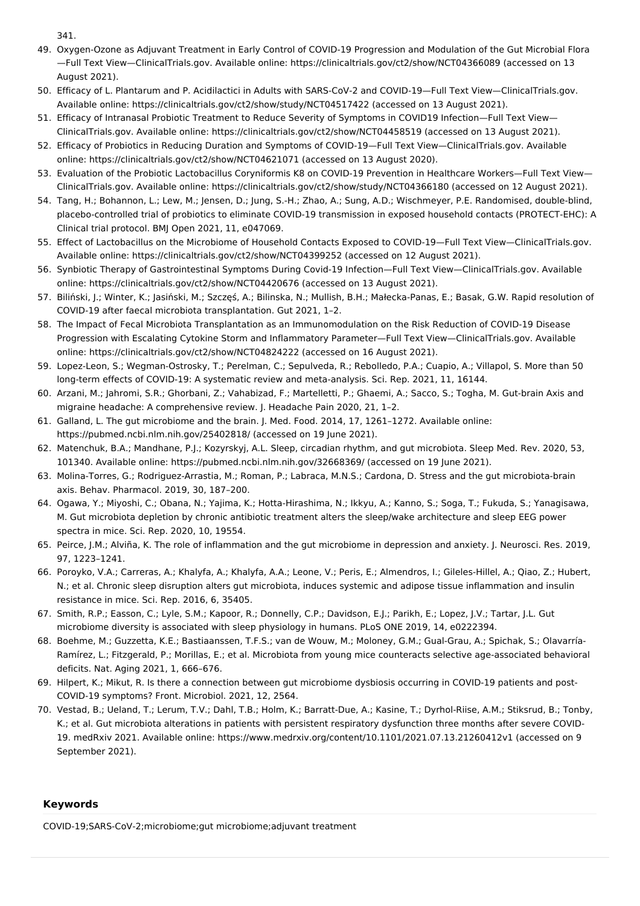341.

49. Oxygen-Ozone as Adjuvant Treatment in Early Control of COVID-19 Progression and Modulation of the Gut Microbial Flora—Full Text View—ClinicalTrials.gov. Available online: https://clinicaltrials.gov/ct2/show/NCT04366089 (accessed on 13 August 2021).
50. Efficacy of L. Plantarum and P. Acidilactici in Adults with SARS-CoV-2 and COVID-19—Full Text View—ClinicalTrials.gov. Available online: https://clinicaltrials.gov/ct2/show/study/NCT04517422 (accessed on 13 August 2021).
51. Efficacy of Intranasal Probiotic Treatment to Reduce Severity of Symptoms in COVID19 Infection—Full Text View—ClinicalTrials.gov. Available online: https://clinicaltrials.gov/ct2/show/NCT04458519 (accessed on 13 August 2021).
52. Efficacy of Probiotics in Reducing Duration and Symptoms of COVID-19—Full Text View—ClinicalTrials.gov. Available online: https://clinicaltrials.gov/ct2/show/NCT04621071 (accessed on 13 August 2020).
53. Evaluation of the Probiotic Lactobacillus Coryniformis K8 on COVID-19 Prevention in Healthcare Workers—Full Text View—ClinicalTrials.gov. Available online: https://clinicaltrials.gov/ct2/show/study/NCT04366180 (accessed on 12 August 2021).
54. Tang, H.; Bohannon, L.; Lew, M.; Jensen, D.; Jung, S.-H.; Zhao, A.; Sung, A.D.; Wischmeyer, P.E. Randomised, double-blind, placebo-controlled trial of probiotics to eliminate COVID-19 transmission in exposed household contacts (PROTECT-EHC): A Clinical trial protocol. BMJ Open 2021, 11, e047069.
55. Effect of Lactobacillus on the Microbiome of Household Contacts Exposed to COVID-19—Full Text View—ClinicalTrials.gov. Available online: https://clinicaltrials.gov/ct2/show/NCT04399252 (accessed on 12 August 2021).
56. Synbiotic Therapy of Gastrointestinal Symptoms During Covid-19 Infection—Full Text View—ClinicalTrials.gov. Available online: https://clinicaltrials.gov/ct2/show/NCT04420676 (accessed on 13 August 2021).
57. Biliński, J.; Winter, K.; Jasiński, M.; Szczęś, A.; Bilinska, N.; Mullish, B.H.; Małecka-Panas, E.; Basak, G.W. Rapid resolution of COVID-19 after faecal microbiota transplantation. Gut 2021, 1–2.
58. The Impact of Fecal Microbiota Transplantation as an Immunomodulation on the Risk Reduction of COVID-19 Disease Progression with Escalating Cytokine Storm and Inflammatory Parameter—Full Text View—ClinicalTrials.gov. Available online: https://clinicaltrials.gov/ct2/show/NCT04824222 (accessed on 16 August 2021).
59. Lopez-Leon, S.; Wegman-Ostrosky, T.; Perelman, C.; Sepulveda, R.; Rebolledo, P.A.; Cuapio, A.; Villapol, S. More than 50 long-term effects of COVID-19: A systematic review and meta-analysis. Sci. Rep. 2021, 11, 16144.
60. Arzani, M.; Jahromi, S.R.; Ghorbani, Z.; Vahabizad, F.; Martelletti, P.; Ghaemi, A.; Sacco, S.; Togha, M. Gut-brain Axis and migraine headache: A comprehensive review. J. Headache Pain 2020, 21, 1–2.
61. Galland, L. The gut microbiome and the brain. J. Med. Food. 2014, 17, 1261–1272. Available online: https://pubmed.ncbi.nlm.nih.gov/25402818/ (accessed on 19 June 2021).
62. Matenchuk, B.A.; Mandhane, P.J.; Kozyrskyj, A.L. Sleep, circadian rhythm, and gut microbiota. Sleep Med. Rev. 2020, 53, 101340. Available online: https://pubmed.ncbi.nlm.nih.gov/32668369/ (accessed on 19 June 2021).
63. Molina-Torres, G.; Rodriguez-Arrastia, M.; Roman, P.; Labraca, M.N.S.; Cardona, D. Stress and the gut microbiota-brain axis. Behav. Pharmacol. 2019, 30, 187–200.
64. Ogawa, Y.; Miyoshi, C.; Obana, N.; Yajima, K.; Hotta-Hirashima, N.; Ikkyu, A.; Kanno, S.; Soga, T.; Fukuda, S.; Yanagisawa, M. Gut microbiota depletion by chronic antibiotic treatment alters the sleep/wake architecture and sleep EEG power spectra in mice. Sci. Rep. 2020, 10, 19554.
65. Peirce, J.M.; Alviña, K. The role of inflammation and the gut microbiome in depression and anxiety. J. Neurosci. Res. 2019, 97, 1223–1241.
66. Poroyko, V.A.; Carreras, A.; Khalyfa, A.; Khalyfa, A.A.; Leone, V.; Peris, E.; Almendros, I.; Gileles-Hillel, A.; Qiao, Z.; Hubert, N.; et al. Chronic sleep disruption alters gut microbiota, induces systemic and adipose tissue inflammation and insulin resistance in mice. Sci. Rep. 2016, 6, 35405.
67. Smith, R.P.; Easson, C.; Lyle, S.M.; Kapoor, R.; Donnelly, C.P.; Davidson, E.J.; Parikh, E.; Lopez, J.V.; Tartar, J.L. Gut microbiome diversity is associated with sleep physiology in humans. PLoS ONE 2019, 14, e0222394.
68. Boehme, M.; Guzzetta, K.E.; Bastiaanssen, T.F.S.; van de Wouw, M.; Moloney, G.M.; Gual-Grau, A.; Spichak, S.; Olavarría-Ramírez, L.; Fitzgerald, P.; Morillas, E.; et al. Microbiota from young mice counteracts selective age-associated behavioral deficits. Nat. Aging 2021, 1, 666–676.
69. Hilpert, K.; Mikut, R. Is there a connection between gut microbiome dysbiosis occurring in COVID-19 patients and post-COVID-19 symptoms? Front. Microbiol. 2021, 12, 2564.
70. Vestad, B.; Ueland, T.; Lerum, T.V.; Dahl, T.B.; Holm, K.; Barratt-Due, A.; Kasine, T.; Dyrhol-Riise, A.M.; Stiksrud, B.; Tonby, K.; et al. Gut microbiota alterations in patients with persistent respiratory dysfunction three months after severe COVID-19. medRxiv 2021. Available online: https://www.medrxiv.org/content/10.1101/2021.07.13.21260412v1 (accessed on 9 September 2021).

## Keywords

COVID-19;SARS-CoV-2;microbiome;gut microbiome;adjuvant treatment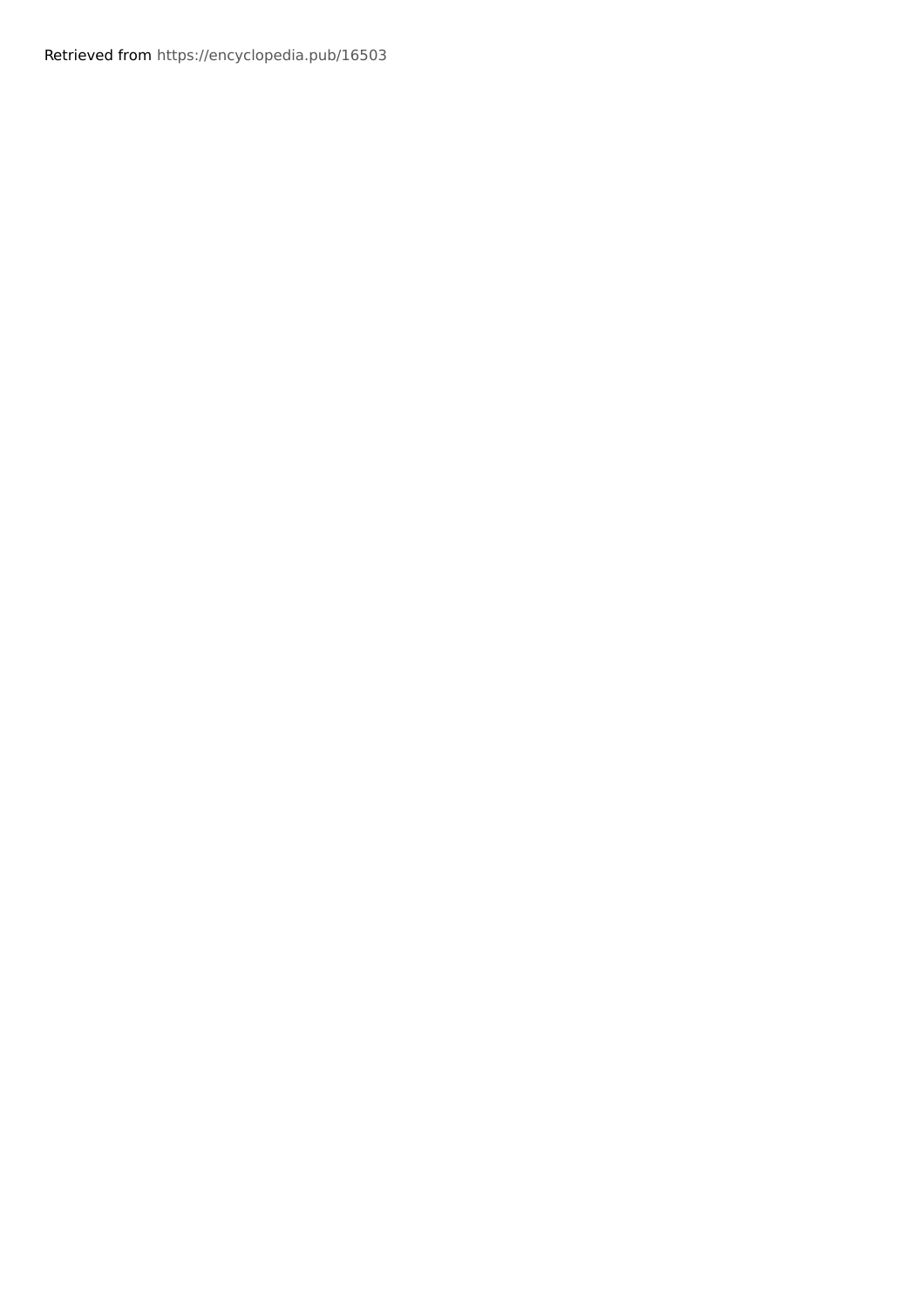Retrieved from https://encyclopedia.pub/16503